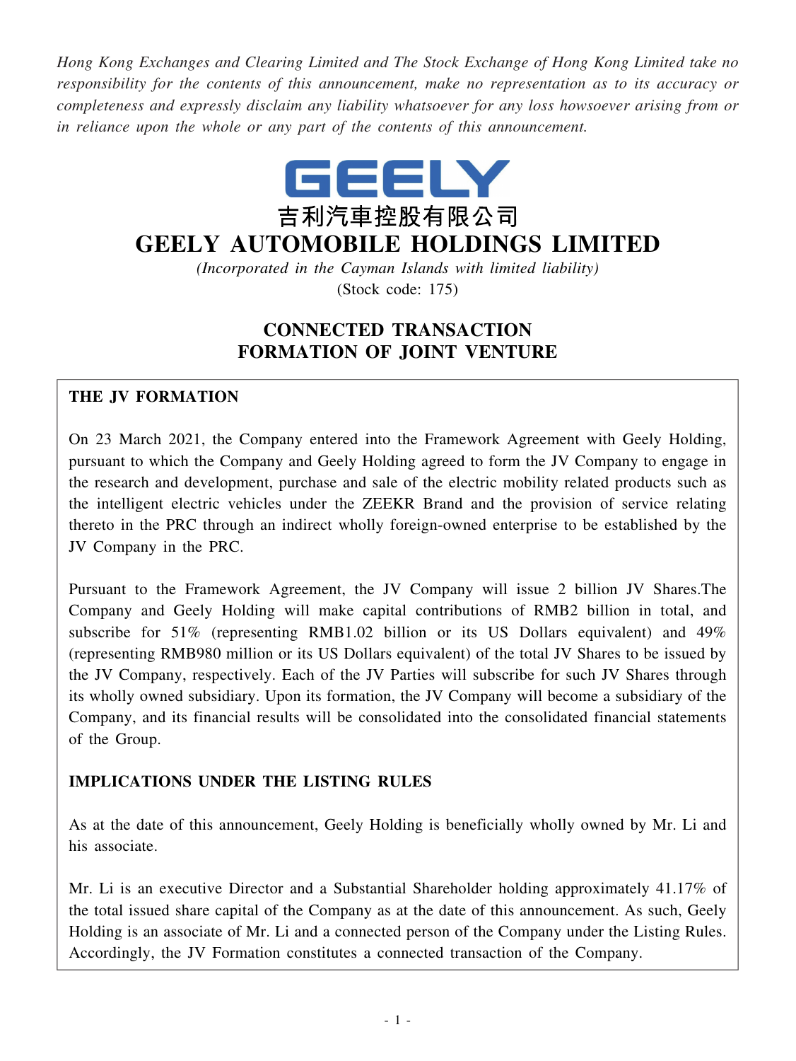*Hong Kong Exchanges and Clearing Limited and The Stock Exchange of Hong Kong Limited take no responsibility for the contents of this announcement, make no representation as to its accuracy or completeness and expressly disclaim any liability whatsoever for any loss howsoever arising from or in reliance upon the whole or any part of the contents of this announcement.*

GEELY

吉利汽車控股有限公司

# GEELY AUTOMOBILE HOLDINGS LIMITED

*(Incorporated in the Cayman Islands with limited liability)*

(Stock code: 175)

## CONNECTED TRANSACTION
## FORMATION OF JOINT VENTURE

**THE JV FORMATION**

On 23 March 2021, the Company entered into the Framework Agreement with Geely Holding, pursuant to which the Company and Geely Holding agreed to form the JV Company to engage in the research and development, purchase and sale of the electric mobility related products such as the intelligent electric vehicles under the ZEEKR Brand and the provision of service relating thereto in the PRC through an indirect wholly foreign-owned enterprise to be established by the JV Company in the PRC.

Pursuant to the Framework Agreement, the JV Company will issue 2 billion JV Shares.The Company and Geely Holding will make capital contributions of RMB2 billion in total, and subscribe for 51% (representing RMB1.02 billion or its US Dollars equivalent) and 49% (representing RMB980 million or its US Dollars equivalent) of the total JV Shares to be issued by the JV Company, respectively. Each of the JV Parties will subscribe for such JV Shares through its wholly owned subsidiary. Upon its formation, the JV Company will become a subsidiary of the Company, and its financial results will be consolidated into the consolidated financial statements of the Group.

**IMPLICATIONS UNDER THE LISTING RULES**

As at the date of this announcement, Geely Holding is beneficially wholly owned by Mr. Li and his associate.

Mr. Li is an executive Director and a Substantial Shareholder holding approximately 41.17% of the total issued share capital of the Company as at the date of this announcement. As such, Geely Holding is an associate of Mr. Li and a connected person of the Company under the Listing Rules. Accordingly, the JV Formation constitutes a connected transaction of the Company.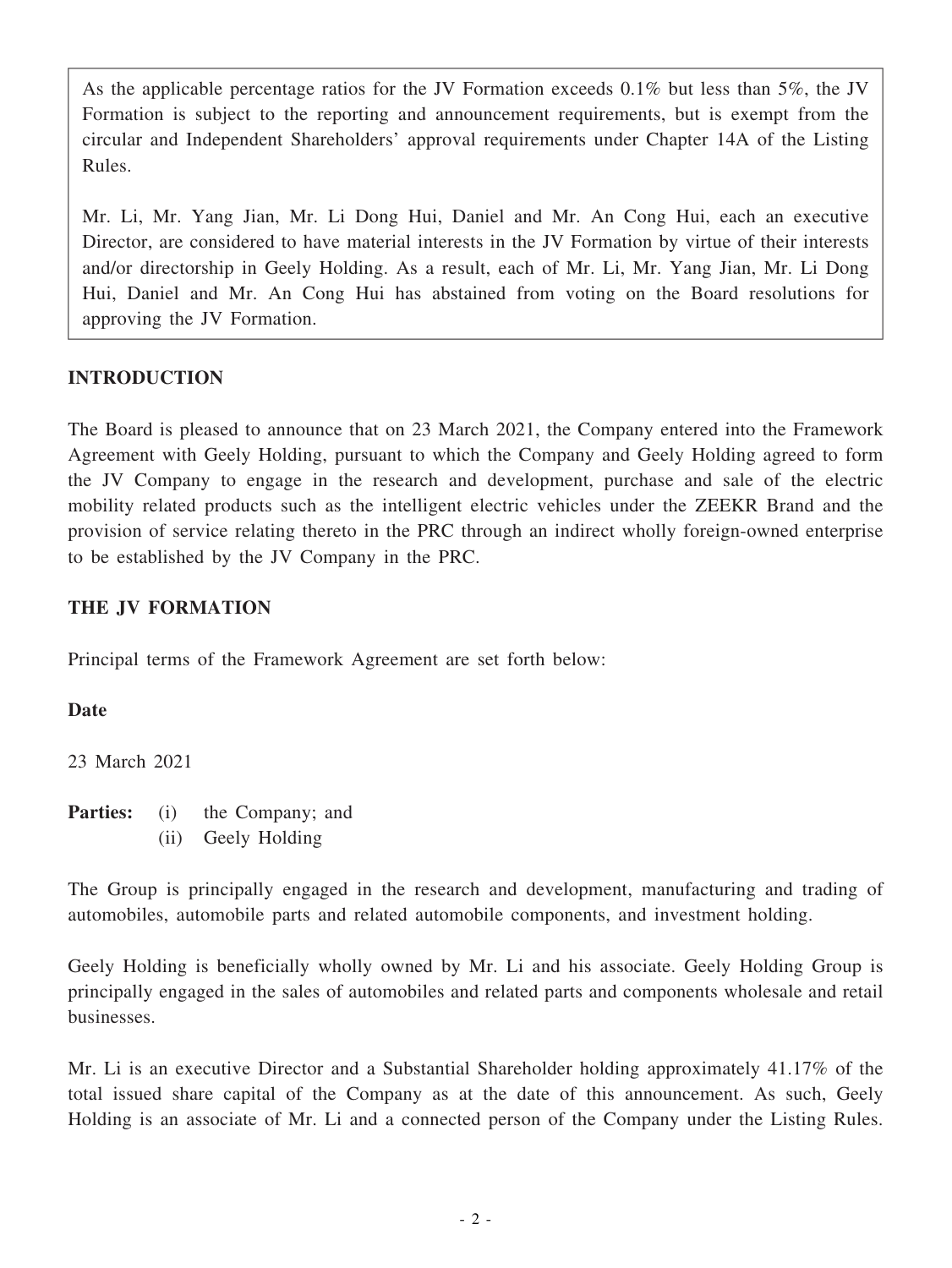As the applicable percentage ratios for the JV Formation exceeds 0.1% but less than 5%, the JV Formation is subject to the reporting and announcement requirements, but is exempt from the circular and Independent Shareholders' approval requirements under Chapter 14A of the Listing Rules.

Mr. Li, Mr. Yang Jian, Mr. Li Dong Hui, Daniel and Mr. An Cong Hui, each an executive Director, are considered to have material interests in the JV Formation by virtue of their interests and/or directorship in Geely Holding. As a result, each of Mr. Li, Mr. Yang Jian, Mr. Li Dong Hui, Daniel and Mr. An Cong Hui has abstained from voting on the Board resolutions for approving the JV Formation.

## INTRODUCTION

The Board is pleased to announce that on 23 March 2021, the Company entered into the Framework Agreement with Geely Holding, pursuant to which the Company and Geely Holding agreed to form the JV Company to engage in the research and development, purchase and sale of the electric mobility related products such as the intelligent electric vehicles under the ZEEKR Brand and the provision of service relating thereto in the PRC through an indirect wholly foreign-owned enterprise to be established by the JV Company in the PRC.

## THE JV FORMATION

Principal terms of the Framework Agreement are set forth below:

**Date**

23 March 2021

**Parties:** (i) the Company; and
(ii) Geely Holding

The Group is principally engaged in the research and development, manufacturing and trading of automobiles, automobile parts and related automobile components, and investment holding.

Geely Holding is beneficially wholly owned by Mr. Li and his associate. Geely Holding Group is principally engaged in the sales of automobiles and related parts and components wholesale and retail businesses.

Mr. Li is an executive Director and a Substantial Shareholder holding approximately 41.17% of the total issued share capital of the Company as at the date of this announcement. As such, Geely Holding is an associate of Mr. Li and a connected person of the Company under the Listing Rules.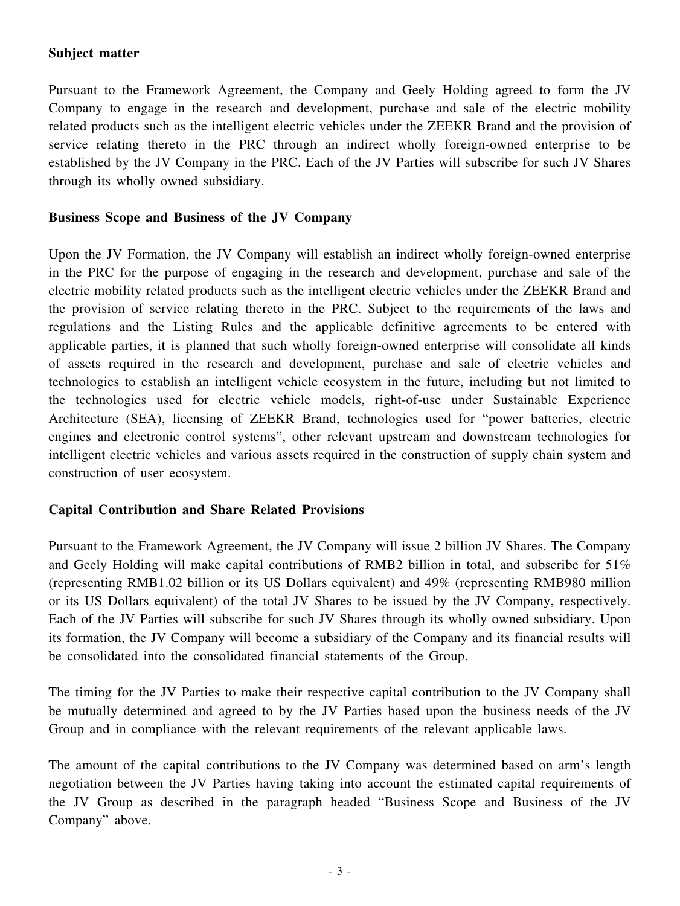**Subject matter**

Pursuant to the Framework Agreement, the Company and Geely Holding agreed to form the JV Company to engage in the research and development, purchase and sale of the electric mobility related products such as the intelligent electric vehicles under the ZEEKR Brand and the provision of service relating thereto in the PRC through an indirect wholly foreign-owned enterprise to be established by the JV Company in the PRC. Each of the JV Parties will subscribe for such JV Shares through its wholly owned subsidiary.

**Business Scope and Business of the JV Company**

Upon the JV Formation, the JV Company will establish an indirect wholly foreign-owned enterprise in the PRC for the purpose of engaging in the research and development, purchase and sale of the electric mobility related products such as the intelligent electric vehicles under the ZEEKR Brand and the provision of service relating thereto in the PRC. Subject to the requirements of the laws and regulations and the Listing Rules and the applicable definitive agreements to be entered with applicable parties, it is planned that such wholly foreign-owned enterprise will consolidate all kinds of assets required in the research and development, purchase and sale of electric vehicles and technologies to establish an intelligent vehicle ecosystem in the future, including but not limited to the technologies used for electric vehicle models, right-of-use under Sustainable Experience Architecture (SEA), licensing of ZEEKR Brand, technologies used for "power batteries, electric engines and electronic control systems", other relevant upstream and downstream technologies for intelligent electric vehicles and various assets required in the construction of supply chain system and construction of user ecosystem.

**Capital Contribution and Share Related Provisions**

Pursuant to the Framework Agreement, the JV Company will issue 2 billion JV Shares. The Company and Geely Holding will make capital contributions of RMB2 billion in total, and subscribe for 51% (representing RMB1.02 billion or its US Dollars equivalent) and 49% (representing RMB980 million or its US Dollars equivalent) of the total JV Shares to be issued by the JV Company, respectively. Each of the JV Parties will subscribe for such JV Shares through its wholly owned subsidiary. Upon its formation, the JV Company will become a subsidiary of the Company and its financial results will be consolidated into the consolidated financial statements of the Group.

The timing for the JV Parties to make their respective capital contribution to the JV Company shall be mutually determined and agreed to by the JV Parties based upon the business needs of the JV Group and in compliance with the relevant requirements of the relevant applicable laws.

The amount of the capital contributions to the JV Company was determined based on arm's length negotiation between the JV Parties having taking into account the estimated capital requirements of the JV Group as described in the paragraph headed "Business Scope and Business of the JV Company" above.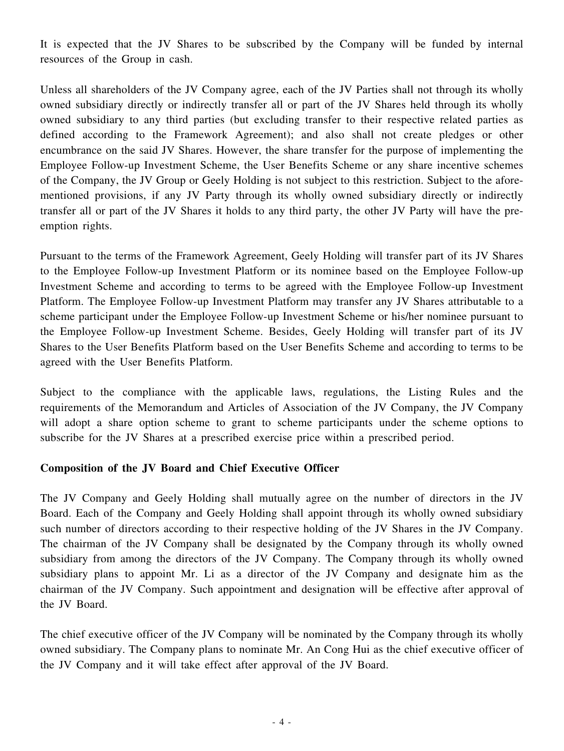It is expected that the JV Shares to be subscribed by the Company will be funded by internal resources of the Group in cash.

Unless all shareholders of the JV Company agree, each of the JV Parties shall not through its wholly owned subsidiary directly or indirectly transfer all or part of the JV Shares held through its wholly owned subsidiary to any third parties (but excluding transfer to their respective related parties as defined according to the Framework Agreement); and also shall not create pledges or other encumbrance on the said JV Shares. However, the share transfer for the purpose of implementing the Employee Follow-up Investment Scheme, the User Benefits Scheme or any share incentive schemes of the Company, the JV Group or Geely Holding is not subject to this restriction. Subject to the afore-mentioned provisions, if any JV Party through its wholly owned subsidiary directly or indirectly transfer all or part of the JV Shares it holds to any third party, the other JV Party will have the pre-emption rights.

Pursuant to the terms of the Framework Agreement, Geely Holding will transfer part of its JV Shares to the Employee Follow-up Investment Platform or its nominee based on the Employee Follow-up Investment Scheme and according to terms to be agreed with the Employee Follow-up Investment Platform. The Employee Follow-up Investment Platform may transfer any JV Shares attributable to a scheme participant under the Employee Follow-up Investment Scheme or his/her nominee pursuant to the Employee Follow-up Investment Scheme. Besides, Geely Holding will transfer part of its JV Shares to the User Benefits Platform based on the User Benefits Scheme and according to terms to be agreed with the User Benefits Platform.

Subject to the compliance with the applicable laws, regulations, the Listing Rules and the requirements of the Memorandum and Articles of Association of the JV Company, the JV Company will adopt a share option scheme to grant to scheme participants under the scheme options to subscribe for the JV Shares at a prescribed exercise price within a prescribed period.

**Composition of the JV Board and Chief Executive Officer**

The JV Company and Geely Holding shall mutually agree on the number of directors in the JV Board. Each of the Company and Geely Holding shall appoint through its wholly owned subsidiary such number of directors according to their respective holding of the JV Shares in the JV Company. The chairman of the JV Company shall be designated by the Company through its wholly owned subsidiary from among the directors of the JV Company. The Company through its wholly owned subsidiary plans to appoint Mr. Li as a director of the JV Company and designate him as the chairman of the JV Company. Such appointment and designation will be effective after approval of the JV Board.

The chief executive officer of the JV Company will be nominated by the Company through its wholly owned subsidiary. The Company plans to nominate Mr. An Cong Hui as the chief executive officer of the JV Company and it will take effect after approval of the JV Board.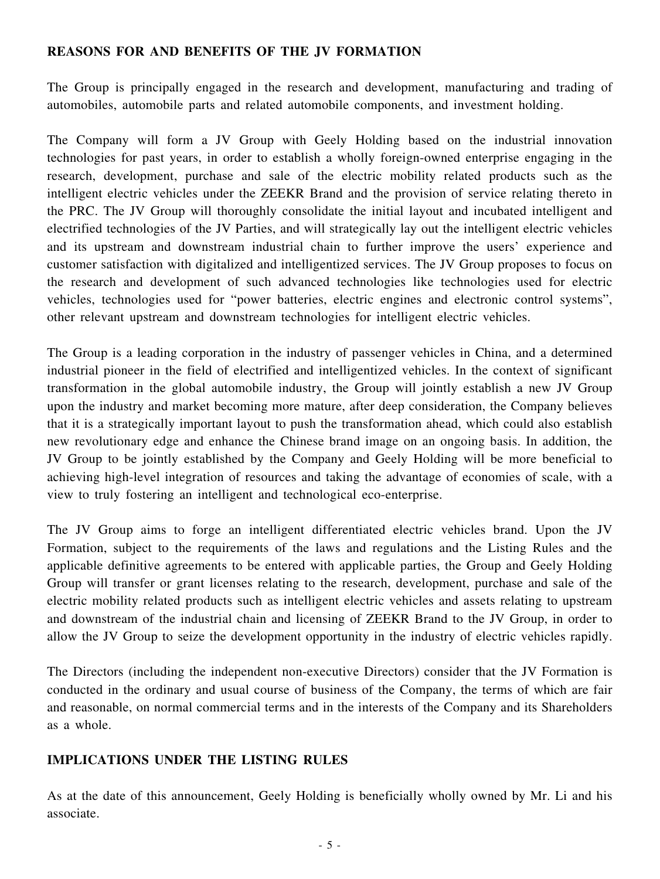## REASONS FOR AND BENEFITS OF THE JV FORMATION

The Group is principally engaged in the research and development, manufacturing and trading of automobiles, automobile parts and related automobile components, and investment holding.

The Company will form a JV Group with Geely Holding based on the industrial innovation technologies for past years, in order to establish a wholly foreign-owned enterprise engaging in the research, development, purchase and sale of the electric mobility related products such as the intelligent electric vehicles under the ZEEKR Brand and the provision of service relating thereto in the PRC. The JV Group will thoroughly consolidate the initial layout and incubated intelligent and electrified technologies of the JV Parties, and will strategically lay out the intelligent electric vehicles and its upstream and downstream industrial chain to further improve the users' experience and customer satisfaction with digitalized and intelligentized services. The JV Group proposes to focus on the research and development of such advanced technologies like technologies used for electric vehicles, technologies used for "power batteries, electric engines and electronic control systems", other relevant upstream and downstream technologies for intelligent electric vehicles.

The Group is a leading corporation in the industry of passenger vehicles in China, and a determined industrial pioneer in the field of electrified and intelligentized vehicles. In the context of significant transformation in the global automobile industry, the Group will jointly establish a new JV Group upon the industry and market becoming more mature, after deep consideration, the Company believes that it is a strategically important layout to push the transformation ahead, which could also establish new revolutionary edge and enhance the Chinese brand image on an ongoing basis. In addition, the JV Group to be jointly established by the Company and Geely Holding will be more beneficial to achieving high-level integration of resources and taking the advantage of economies of scale, with a view to truly fostering an intelligent and technological eco-enterprise.

The JV Group aims to forge an intelligent differentiated electric vehicles brand. Upon the JV Formation, subject to the requirements of the laws and regulations and the Listing Rules and the applicable definitive agreements to be entered with applicable parties, the Group and Geely Holding Group will transfer or grant licenses relating to the research, development, purchase and sale of the electric mobility related products such as intelligent electric vehicles and assets relating to upstream and downstream of the industrial chain and licensing of ZEEKR Brand to the JV Group, in order to allow the JV Group to seize the development opportunity in the industry of electric vehicles rapidly.

The Directors (including the independent non-executive Directors) consider that the JV Formation is conducted in the ordinary and usual course of business of the Company, the terms of which are fair and reasonable, on normal commercial terms and in the interests of the Company and its Shareholders as a whole.

## IMPLICATIONS UNDER THE LISTING RULES

As at the date of this announcement, Geely Holding is beneficially wholly owned by Mr. Li and his associate.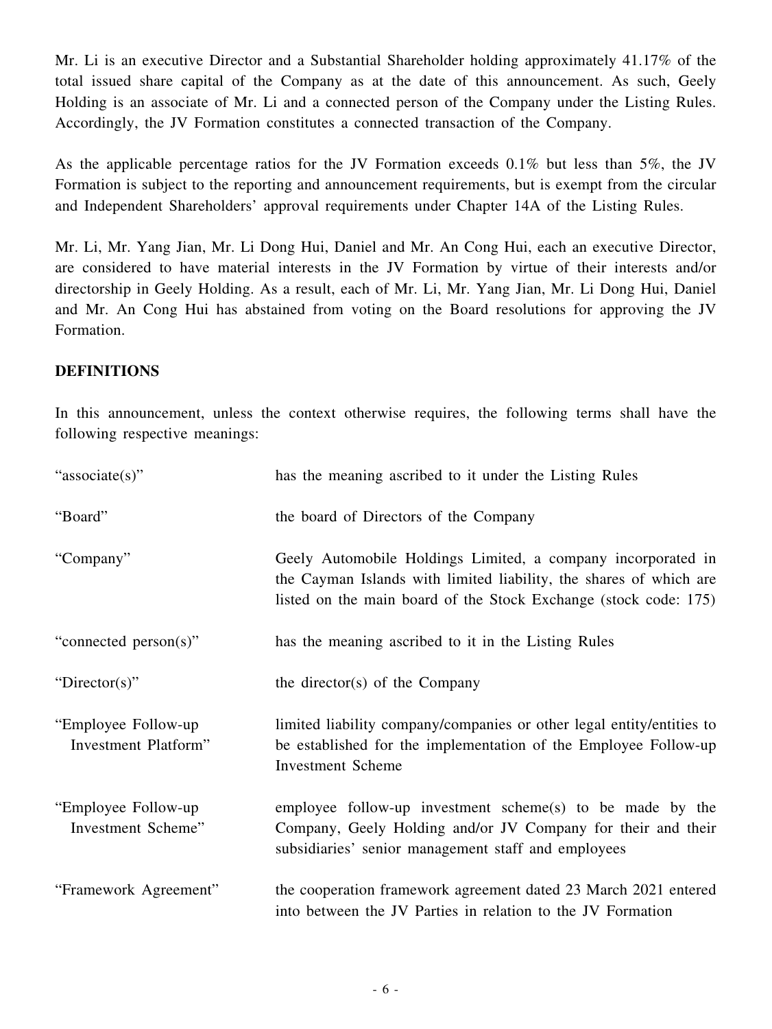Mr. Li is an executive Director and a Substantial Shareholder holding approximately 41.17% of the total issued share capital of the Company as at the date of this announcement. As such, Geely Holding is an associate of Mr. Li and a connected person of the Company under the Listing Rules. Accordingly, the JV Formation constitutes a connected transaction of the Company.

As the applicable percentage ratios for the JV Formation exceeds 0.1% but less than 5%, the JV Formation is subject to the reporting and announcement requirements, but is exempt from the circular and Independent Shareholders' approval requirements under Chapter 14A of the Listing Rules.

Mr. Li, Mr. Yang Jian, Mr. Li Dong Hui, Daniel and Mr. An Cong Hui, each an executive Director, are considered to have material interests in the JV Formation by virtue of their interests and/or directorship in Geely Holding. As a result, each of Mr. Li, Mr. Yang Jian, Mr. Li Dong Hui, Daniel and Mr. An Cong Hui has abstained from voting on the Board resolutions for approving the JV Formation.

## DEFINITIONS

In this announcement, unless the context otherwise requires, the following terms shall have the following respective meanings:

| | |
|---|---|
| "associate(s)" | has the meaning ascribed to it under the Listing Rules |
| "Board" | the board of Directors of the Company |
| "Company" | Geely Automobile Holdings Limited, a company incorporated in the Cayman Islands with limited liability, the shares of which are listed on the main board of the Stock Exchange (stock code: 175) |
| "connected person(s)" | has the meaning ascribed to it in the Listing Rules |
| "Director(s)" | the director(s) of the Company |
| "Employee Follow-up Investment Platform" | limited liability company/companies or other legal entity/entities to be established for the implementation of the Employee Follow-up Investment Scheme |
| "Employee Follow-up Investment Scheme" | employee follow-up investment scheme(s) to be made by the Company, Geely Holding and/or JV Company for their and their subsidiaries' senior management staff and employees |
| "Framework Agreement" | the cooperation framework agreement dated 23 March 2021 entered into between the JV Parties in relation to the JV Formation |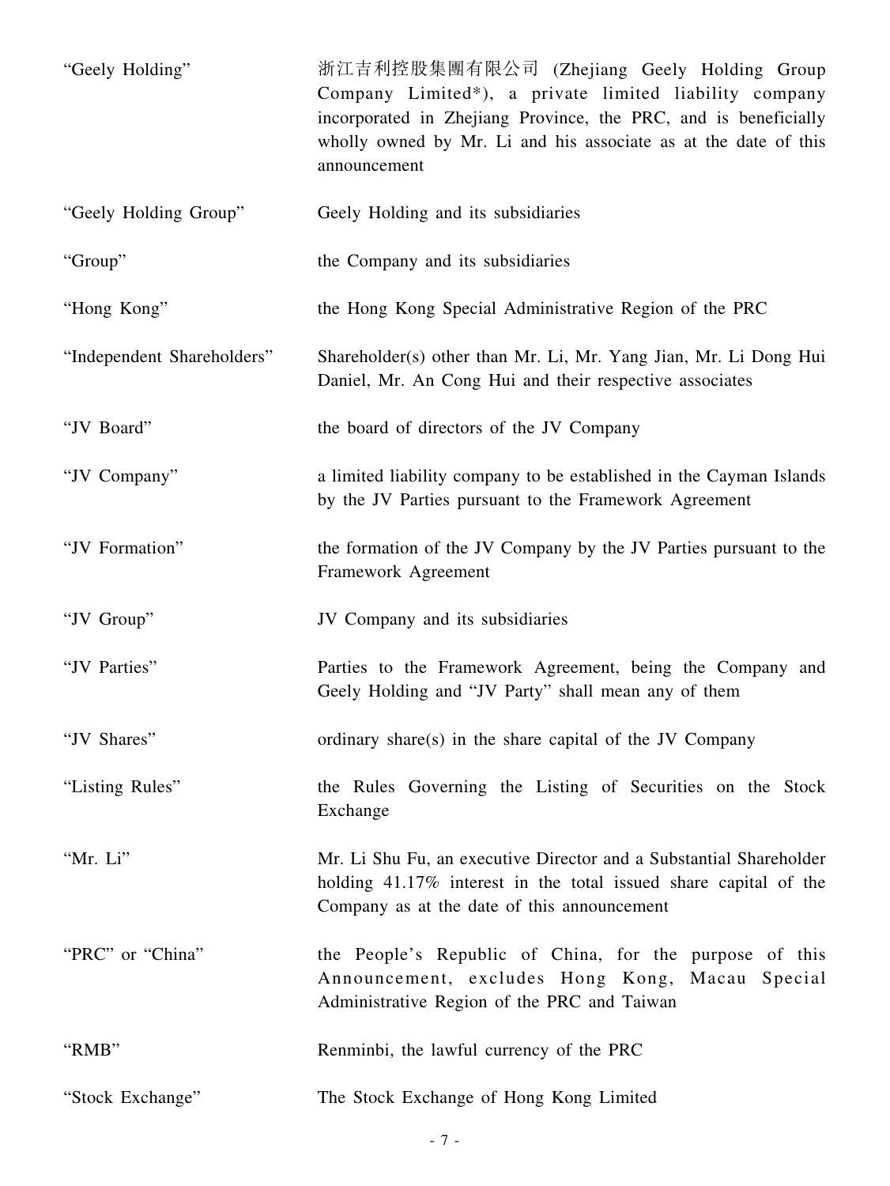| | |
|---|---|
| "Geely Holding" | 浙江吉利控股集團有限公司 (Zhejiang Geely Holding Group Company Limited*), a private limited liability company incorporated in Zhejiang Province, the PRC, and is beneficially wholly owned by Mr. Li and his associate as at the date of this announcement |
| "Geely Holding Group" | Geely Holding and its subsidiaries |
| "Group" | the Company and its subsidiaries |
| "Hong Kong" | the Hong Kong Special Administrative Region of the PRC |
| "Independent Shareholders" | Shareholder(s) other than Mr. Li, Mr. Yang Jian, Mr. Li Dong Hui Daniel, Mr. An Cong Hui and their respective associates |
| "JV Board" | the board of directors of the JV Company |
| "JV Company" | a limited liability company to be established in the Cayman Islands by the JV Parties pursuant to the Framework Agreement |
| "JV Formation" | the formation of the JV Company by the JV Parties pursuant to the Framework Agreement |
| "JV Group" | JV Company and its subsidiaries |
| "JV Parties" | Parties to the Framework Agreement, being the Company and Geely Holding and "JV Party" shall mean any of them |
| "JV Shares" | ordinary share(s) in the share capital of the JV Company |
| "Listing Rules" | the Rules Governing the Listing of Securities on the Stock Exchange |
| "Mr. Li" | Mr. Li Shu Fu, an executive Director and a Substantial Shareholder holding 41.17% interest in the total issued share capital of the Company as at the date of this announcement |
| "PRC" or "China" | the People's Republic of China, for the purpose of this Announcement, excludes Hong Kong, Macau Special Administrative Region of the PRC and Taiwan |
| "RMB" | Renminbi, the lawful currency of the PRC |
| "Stock Exchange" | The Stock Exchange of Hong Kong Limited |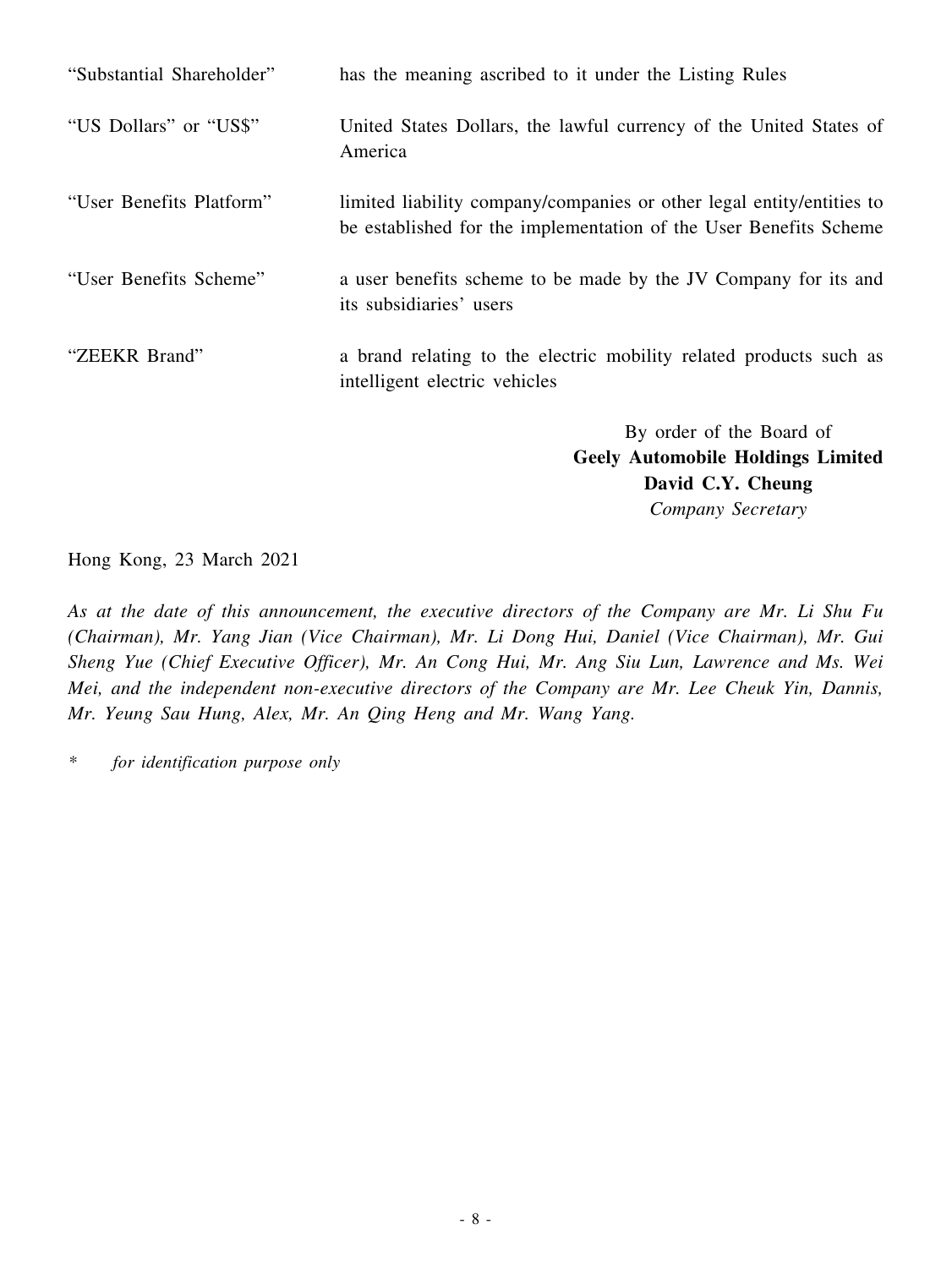| | |
|---|---|
| "Substantial Shareholder" | has the meaning ascribed to it under the Listing Rules |
| "US Dollars" or "US$" | United States Dollars, the lawful currency of the United States of America |
| "User Benefits Platform" | limited liability company/companies or other legal entity/entities to be established for the implementation of the User Benefits Scheme |
| "User Benefits Scheme" | a user benefits scheme to be made by the JV Company for its and its subsidiaries' users |
| "ZEEKR Brand" | a brand relating to the electric mobility related products such as intelligent electric vehicles |

By order of the Board of
**Geely Automobile Holdings Limited**
**David C.Y. Cheung**
*Company Secretary*

Hong Kong, 23 March 2021

*As at the date of this announcement, the executive directors of the Company are Mr. Li Shu Fu (Chairman), Mr. Yang Jian (Vice Chairman), Mr. Li Dong Hui, Daniel (Vice Chairman), Mr. Gui Sheng Yue (Chief Executive Officer), Mr. An Cong Hui, Mr. Ang Siu Lun, Lawrence and Ms. Wei Mei, and the independent non-executive directors of the Company are Mr. Lee Cheuk Yin, Dannis, Mr. Yeung Sau Hung, Alex, Mr. An Qing Heng and Mr. Wang Yang.*

\* *for identification purpose only*